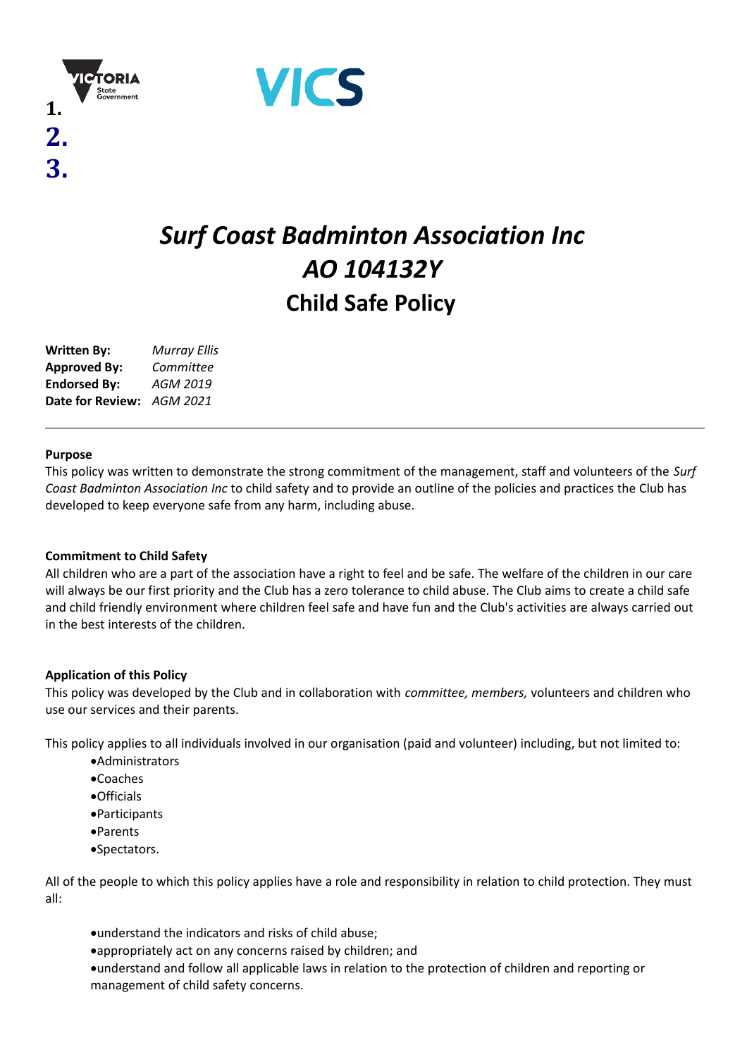1.

2.

3.

# *Surf Coast Badminton Association Inc*
# *AO 104132Y*
## Child Safe Policy

**Written By:** *Murray Ellis*
**Approved By:** *Committee*
**Endorsed By:** *AGM 2019*
**Date for Review:** *AGM 2021*

---

**Purpose**

This policy was written to demonstrate the strong commitment of the management, staff and volunteers of the *Surf Coast Badminton Association Inc* to child safety and to provide an outline of the policies and practices the Club has developed to keep everyone safe from any harm, including abuse.

**Commitment to Child Safety**

All children who are a part of the association have a right to feel and be safe. The welfare of the children in our care will always be our first priority and the Club has a zero tolerance to child abuse. The Club aims to create a child safe and child friendly environment where children feel safe and have fun and the Club's activities are always carried out in the best interests of the children.

**Application of this Policy**

This policy was developed by the Club and in collaboration with *committee, members,* volunteers and children who use our services and their parents.

This policy applies to all individuals involved in our organisation (paid and volunteer) including, but not limited to:

- Administrators
- Coaches
- Officials
- Participants
- Parents
- Spectators.

All of the people to which this policy applies have a role and responsibility in relation to child protection. They must all:

- understand the indicators and risks of child abuse;
- appropriately act on any concerns raised by children; and
- understand and follow all applicable laws in relation to the protection of children and reporting or management of child safety concerns.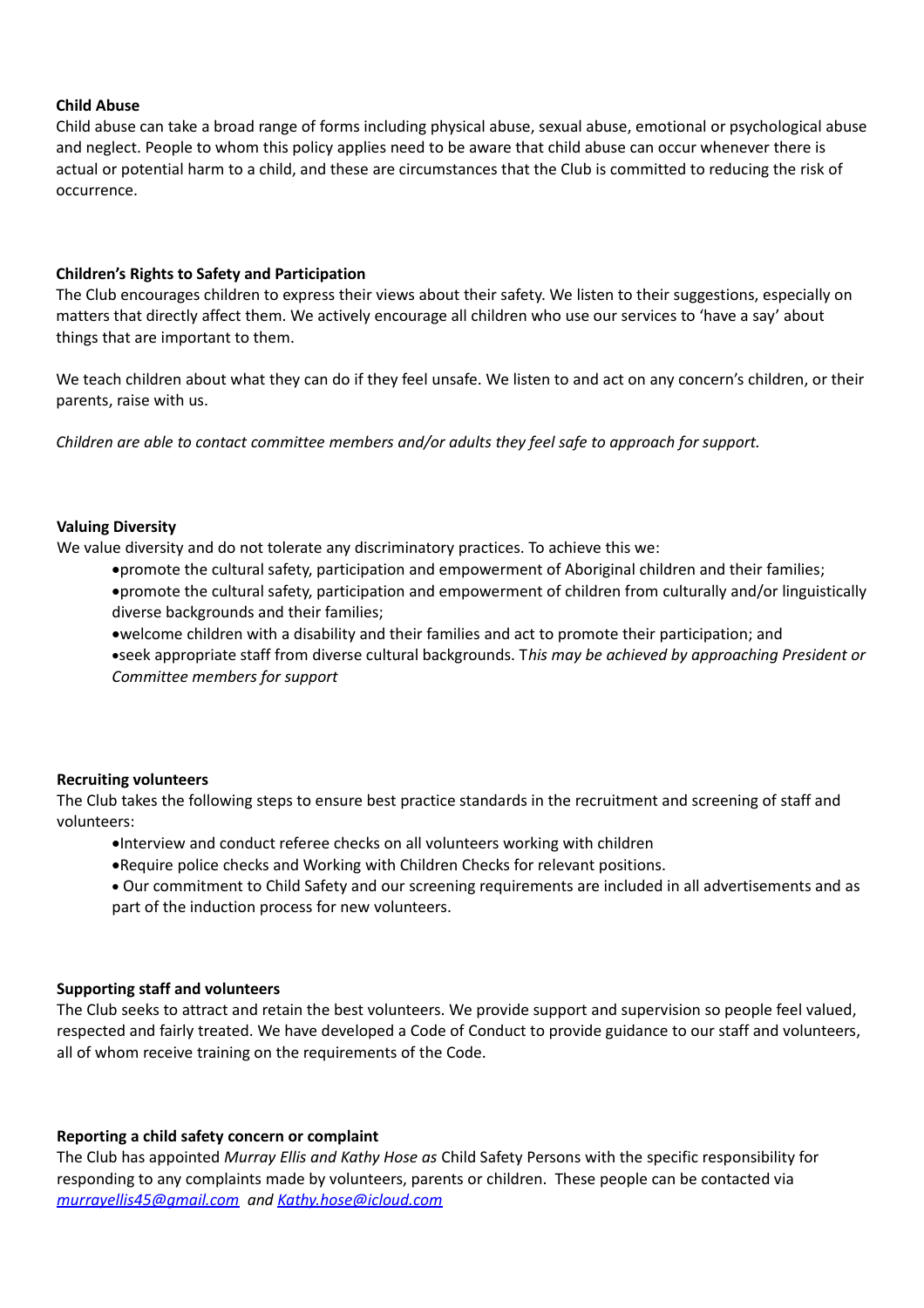**Child Abuse**

Child abuse can take a broad range of forms including physical abuse, sexual abuse, emotional or psychological abuse and neglect. People to whom this policy applies need to be aware that child abuse can occur whenever there is actual or potential harm to a child, and these are circumstances that the Club is committed to reducing the risk of occurrence.

**Children's Rights to Safety and Participation**

The Club encourages children to express their views about their safety. We listen to their suggestions, especially on matters that directly affect them. We actively encourage all children who use our services to 'have a say' about things that are important to them.

We teach children about what they can do if they feel unsafe. We listen to and act on any concern's children, or their parents, raise with us.

*Children are able to contact committee members and/or adults they feel safe to approach for support.*

**Valuing Diversity**

We value diversity and do not tolerate any discriminatory practices. To achieve this we:

- promote the cultural safety, participation and empowerment of Aboriginal children and their families;
- promote the cultural safety, participation and empowerment of children from culturally and/or linguistically diverse backgrounds and their families;
- welcome children with a disability and their families and act to promote their participation; and
- seek appropriate staff from diverse cultural backgrounds. T*his may be achieved by approaching President or Committee members for support*

**Recruiting volunteers**

The Club takes the following steps to ensure best practice standards in the recruitment and screening of staff and volunteers:

- Interview and conduct referee checks on all volunteers working with children
- Require police checks and Working with Children Checks for relevant positions.
- Our commitment to Child Safety and our screening requirements are included in all advertisements and as part of the induction process for new volunteers.

**Supporting staff and volunteers**

The Club seeks to attract and retain the best volunteers. We provide support and supervision so people feel valued, respected and fairly treated. We have developed a Code of Conduct to provide guidance to our staff and volunteers, all of whom receive training on the requirements of the Code.

**Reporting a child safety concern or complaint**

The Club has appointed *Murray Ellis and Kathy Hose as* Child Safety Persons with the specific responsibility for responding to any complaints made by volunteers, parents or children. These people can be contacted via *murrayellis45@gmail.com* *and* *Kathy.hose@icloud.com*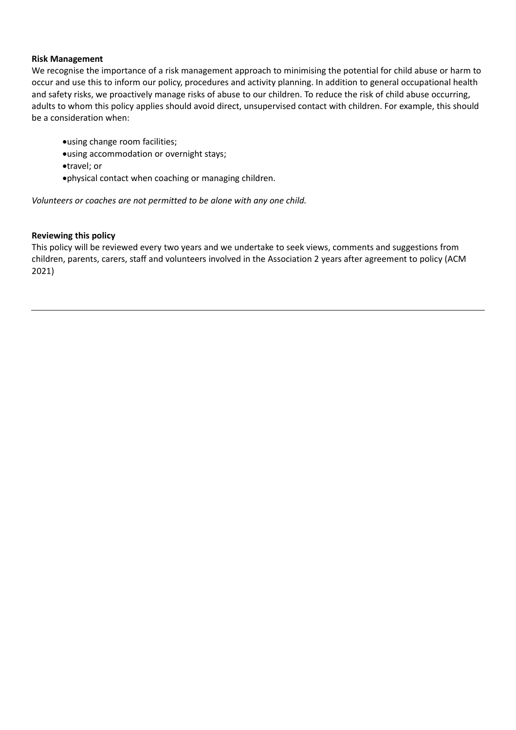**Risk Management**

We recognise the importance of a risk management approach to minimising the potential for child abuse or harm to occur and use this to inform our policy, procedures and activity planning. In addition to general occupational health and safety risks, we proactively manage risks of abuse to our children. To reduce the risk of child abuse occurring, adults to whom this policy applies should avoid direct, unsupervised contact with children. For example, this should be a consideration when:

- using change room facilities;
- using accommodation or overnight stays;
- travel; or
- physical contact when coaching or managing children.

*Volunteers or coaches are not permitted to be alone with any one child.*

**Reviewing this policy**

This policy will be reviewed every two years and we undertake to seek views, comments and suggestions from children, parents, carers, staff and volunteers involved in the Association 2 years after agreement to policy (ACM 2021)

---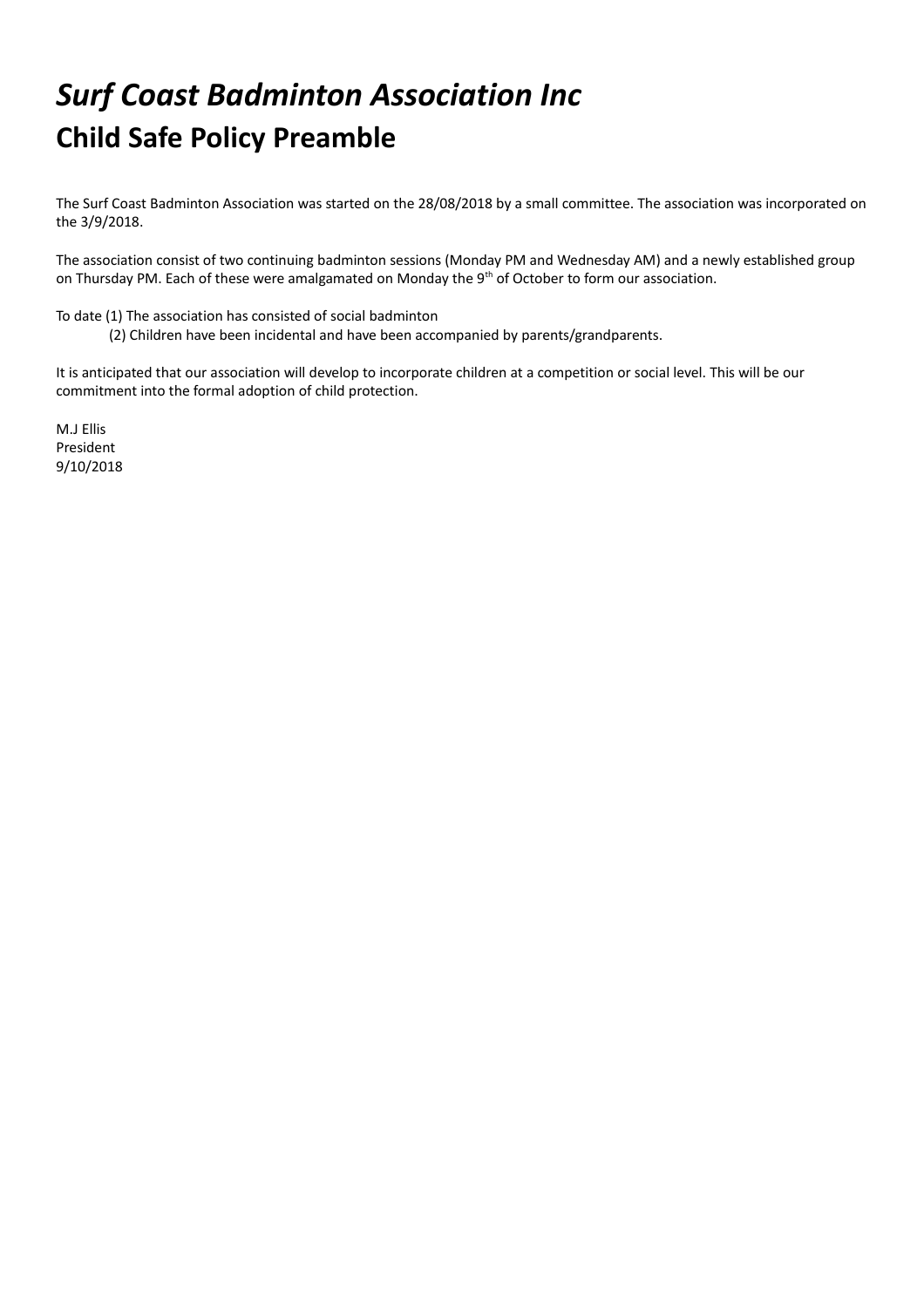# *Surf Coast Badminton Association Inc*

## Child Safe Policy Preamble

The Surf Coast Badminton Association was started on the 28/08/2018 by a small committee. The association was incorporated on the 3/9/2018.

The association consist of two continuing badminton sessions (Monday PM and Wednesday AM) and a newly established group on Thursday PM. Each of these were amalgamated on Monday the 9th of October to form our association.

To date (1) The association has consisted of social badminton
(2) Children have been incidental and have been accompanied by parents/grandparents.

It is anticipated that our association will develop to incorporate children at a competition or social level. This will be our commitment into the formal adoption of child protection.

M.J Ellis
President
9/10/2018